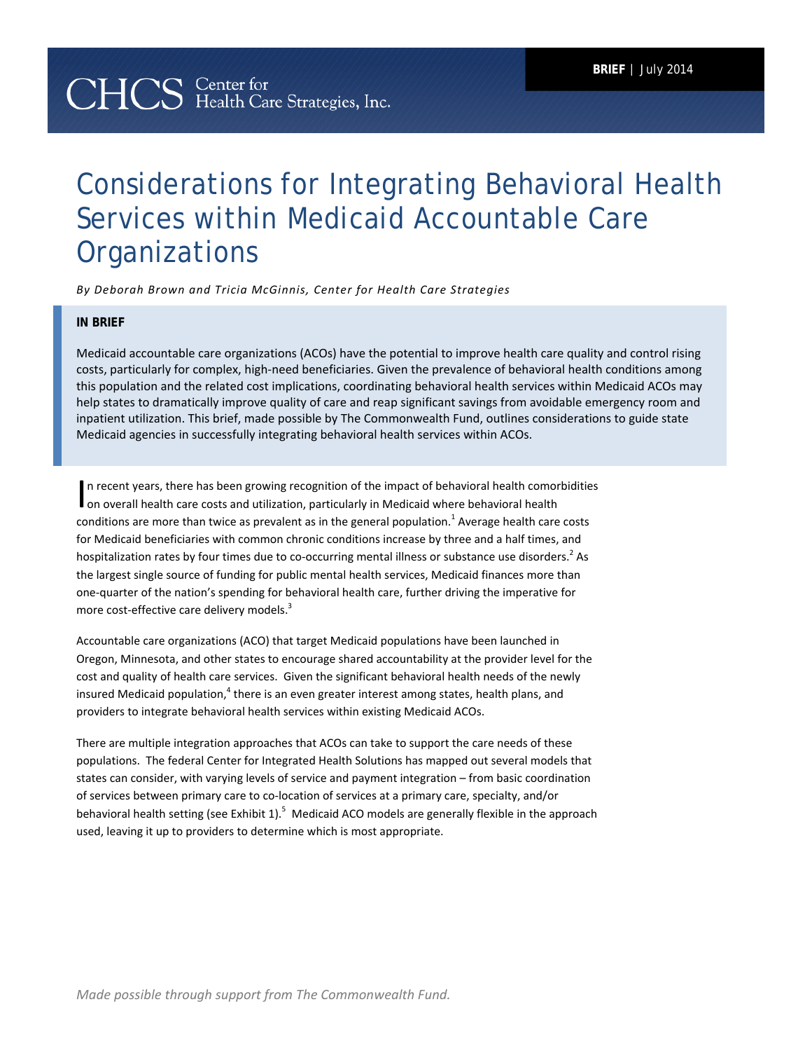CHCS Center for Health Care Strategies, Inc.

**BRIEF** | July 2014

# Considerations for Integrating Behavioral Health Services within Medicaid Accountable Care Organizations

*By Deborah Brown and Tricia McGinnis, Center for Health Care Strategies*

**IN BRIEF**

Medicaid accountable care organizations (ACOs) have the potential to improve health care quality and control rising costs, particularly for complex, high-need beneficiaries. Given the prevalence of behavioral health conditions among this population and the related cost implications, coordinating behavioral health services within Medicaid ACOs may help states to dramatically improve quality of care and reap significant savings from avoidable emergency room and inpatient utilization. This brief, made possible by The Commonwealth Fund, outlines considerations to guide state Medicaid agencies in successfully integrating behavioral health services within ACOs.

In recent years, there has been growing recognition of the impact of behavioral health comorbidities on overall health care costs and utilization, particularly in Medicaid where behavioral health conditions are more than twice as prevalent as in the general population.[1] Average health care costs for Medicaid beneficiaries with common chronic conditions increase by three and a half times, and hospitalization rates by four times due to co-occurring mental illness or substance use disorders.[2] As the largest single source of funding for public mental health services, Medicaid finances more than one-quarter of the nation's spending for behavioral health care, further driving the imperative for more cost-effective care delivery models.[3]

Accountable care organizations (ACO) that target Medicaid populations have been launched in Oregon, Minnesota, and other states to encourage shared accountability at the provider level for the cost and quality of health care services. Given the significant behavioral health needs of the newly insured Medicaid population,[4] there is an even greater interest among states, health plans, and providers to integrate behavioral health services within existing Medicaid ACOs.

There are multiple integration approaches that ACOs can take to support the care needs of these populations. The federal Center for Integrated Health Solutions has mapped out several models that states can consider, with varying levels of service and payment integration – from basic coordination of services between primary care to co-location of services at a primary care, specialty, and/or behavioral health setting (see Exhibit 1).[5] Medicaid ACO models are generally flexible in the approach used, leaving it up to providers to determine which is most appropriate.

*Made possible through support from The Commonwealth Fund.*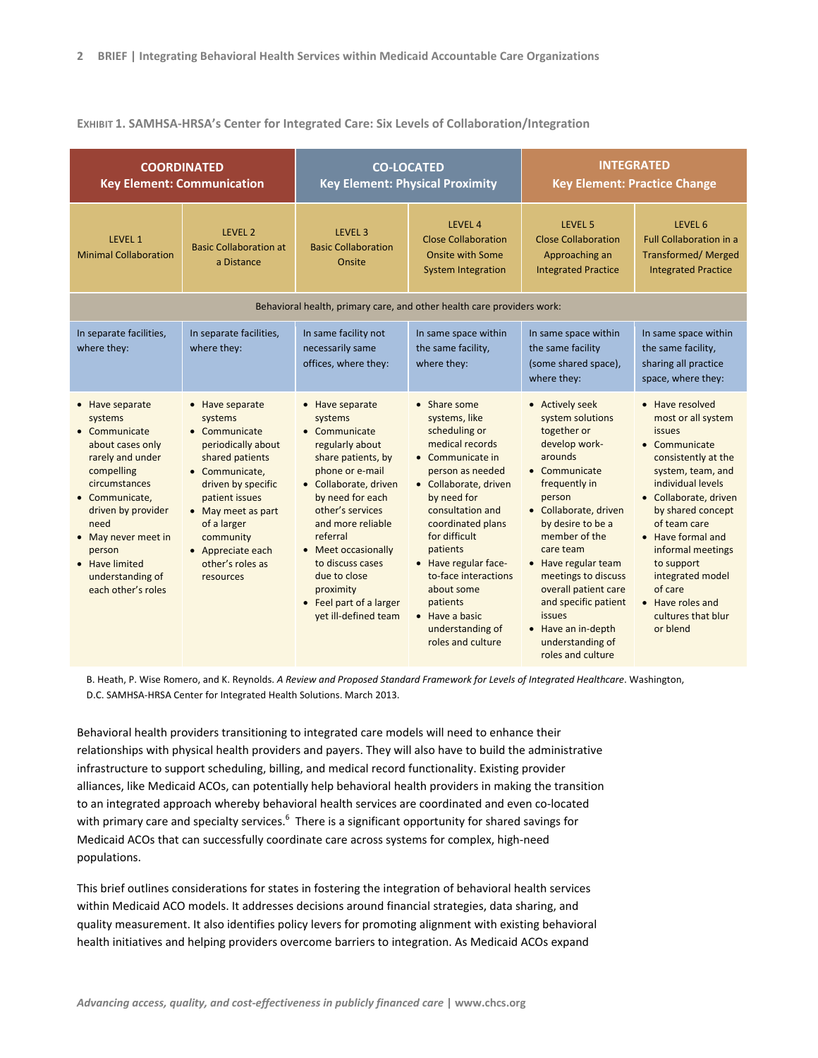**EXHIBIT 1. SAMHSA-HRSA's Center for Integrated Care: Six Levels of Collaboration/Integration**

| COORDINATED Key Element: Communication | | CO-LOCATED Key Element: Physical Proximity | | INTEGRATED Key Element: Practice Change | |
|---|---|---|---|---|---|
| LEVEL 1 Minimal Collaboration | LEVEL 2 Basic Collaboration at a Distance | LEVEL 3 Basic Collaboration Onsite | LEVEL 4 Close Collaboration Onsite with Some System Integration | LEVEL 5 Close Collaboration Approaching an Integrated Practice | LEVEL 6 Full Collaboration in a Transformed/ Merged Integrated Practice |
| Behavioral health, primary care, and other health care providers work: | | | | | |
| In separate facilities, where they: | In separate facilities, where they: | In same facility not necessarily same offices, where they: | In same space within the same facility, where they: | In same space within the same facility (some shared space), where they: | In same space within the same facility, sharing all practice space, where they: |
| • Have separate systems<br>• Communicate about cases only rarely and under compelling circumstances<br>• Communicate, driven by provider need<br>• May never meet in person<br>• Have limited understanding of each other's roles | • Have separate systems<br>• Communicate periodically about shared patients<br>• Communicate, driven by specific patient issues<br>• May meet as part of a larger community<br>• Appreciate each other's roles as resources | • Have separate systems<br>• Communicate regularly about share patients, by phone or e-mail<br>• Collaborate, driven by need for each other's services and more reliable referral<br>• Meet occasionally to discuss cases due to close proximity<br>• Feel part of a larger yet ill-defined team | • Share some systems, like scheduling or medical records<br>• Communicate in person as needed<br>• Collaborate, driven by need for consultation and coordinated plans for difficult patients<br>• Have regular face-to-face interactions about some patients<br>• Have a basic understanding of roles and culture | • Actively seek system solutions together or develop work-arounds<br>• Communicate frequently in person<br>• Collaborate, driven by desire to be a member of the care team<br>• Have regular team meetings to discuss overall patient care and specific patient issues<br>• Have an in-depth understanding of roles and culture | • Have resolved most or all system issues<br>• Communicate consistently at the system, team, and individual levels<br>• Collaborate, driven by shared concept of team care<br>• Have formal and informal meetings to support integrated model of care<br>• Have roles and cultures that blur or blend |

B. Heath, P. Wise Romero, and K. Reynolds. *A Review and Proposed Standard Framework for Levels of Integrated Healthcare*. Washington, D.C. SAMHSA-HRSA Center for Integrated Health Solutions. March 2013.

Behavioral health providers transitioning to integrated care models will need to enhance their relationships with physical health providers and payers. They will also have to build the administrative infrastructure to support scheduling, billing, and medical record functionality. Existing provider alliances, like Medicaid ACOs, can potentially help behavioral health providers in making the transition to an integrated approach whereby behavioral health services are coordinated and even co-located with primary care and specialty services.[6] There is a significant opportunity for shared savings for Medicaid ACOs that can successfully coordinate care across systems for complex, high-need populations.

This brief outlines considerations for states in fostering the integration of behavioral health services within Medicaid ACO models. It addresses decisions around financial strategies, data sharing, and quality measurement. It also identifies policy levers for promoting alignment with existing behavioral health initiatives and helping providers overcome barriers to integration. As Medicaid ACOs expand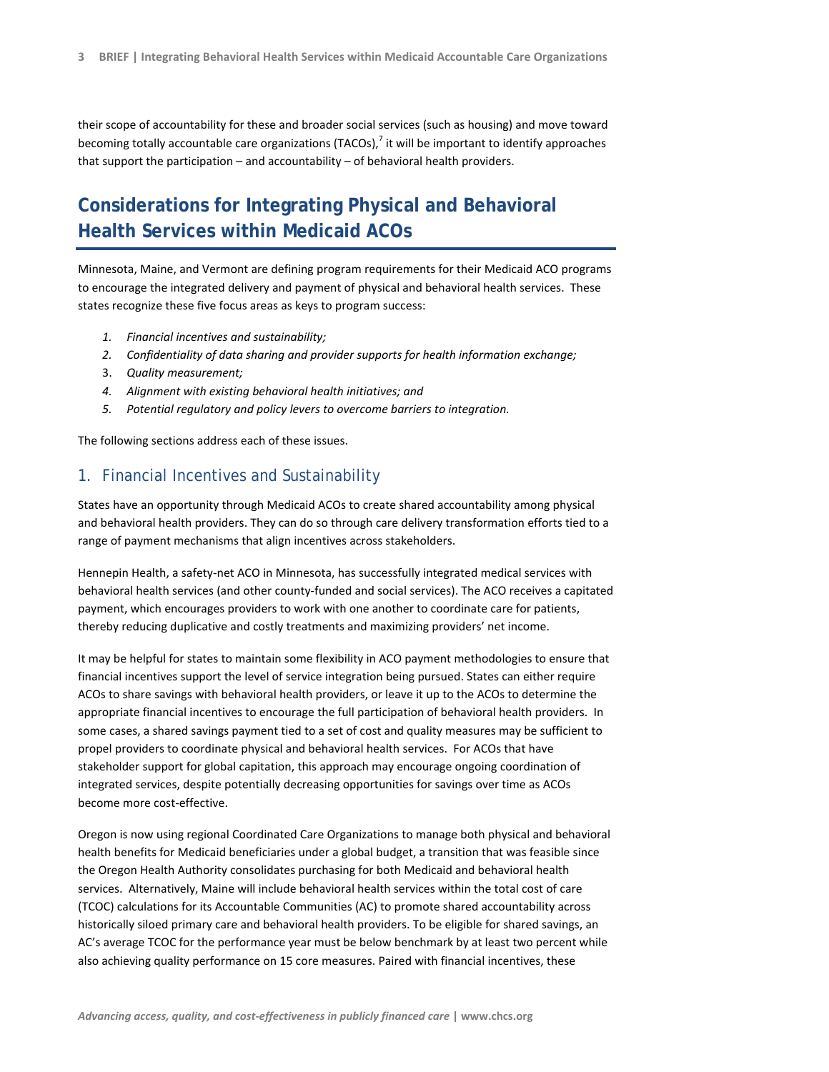their scope of accountability for these and broader social services (such as housing) and move toward becoming totally accountable care organizations (TACOs),[7] it will be important to identify approaches that support the participation – and accountability – of behavioral health providers.

## Considerations for Integrating Physical and Behavioral Health Services within Medicaid ACOs

Minnesota, Maine, and Vermont are defining program requirements for their Medicaid ACO programs to encourage the integrated delivery and payment of physical and behavioral health services. These states recognize these five focus areas as keys to program success:

1. *Financial incentives and sustainability;*
2. *Confidentiality of data sharing and provider supports for health information exchange;*
3. *Quality measurement;*
4. *Alignment with existing behavioral health initiatives; and*
5. *Potential regulatory and policy levers to overcome barriers to integration.*

The following sections address each of these issues.

### 1. Financial Incentives and Sustainability

States have an opportunity through Medicaid ACOs to create shared accountability among physical and behavioral health providers. They can do so through care delivery transformation efforts tied to a range of payment mechanisms that align incentives across stakeholders.

Hennepin Health, a safety-net ACO in Minnesota, has successfully integrated medical services with behavioral health services (and other county-funded and social services). The ACO receives a capitated payment, which encourages providers to work with one another to coordinate care for patients, thereby reducing duplicative and costly treatments and maximizing providers' net income.

It may be helpful for states to maintain some flexibility in ACO payment methodologies to ensure that financial incentives support the level of service integration being pursued. States can either require ACOs to share savings with behavioral health providers, or leave it up to the ACOs to determine the appropriate financial incentives to encourage the full participation of behavioral health providers. In some cases, a shared savings payment tied to a set of cost and quality measures may be sufficient to propel providers to coordinate physical and behavioral health services. For ACOs that have stakeholder support for global capitation, this approach may encourage ongoing coordination of integrated services, despite potentially decreasing opportunities for savings over time as ACOs become more cost-effective.

Oregon is now using regional Coordinated Care Organizations to manage both physical and behavioral health benefits for Medicaid beneficiaries under a global budget, a transition that was feasible since the Oregon Health Authority consolidates purchasing for both Medicaid and behavioral health services. Alternatively, Maine will include behavioral health services within the total cost of care (TCOC) calculations for its Accountable Communities (AC) to promote shared accountability across historically siloed primary care and behavioral health providers. To be eligible for shared savings, an AC's average TCOC for the performance year must be below benchmark by at least two percent while also achieving quality performance on 15 core measures. Paired with financial incentives, these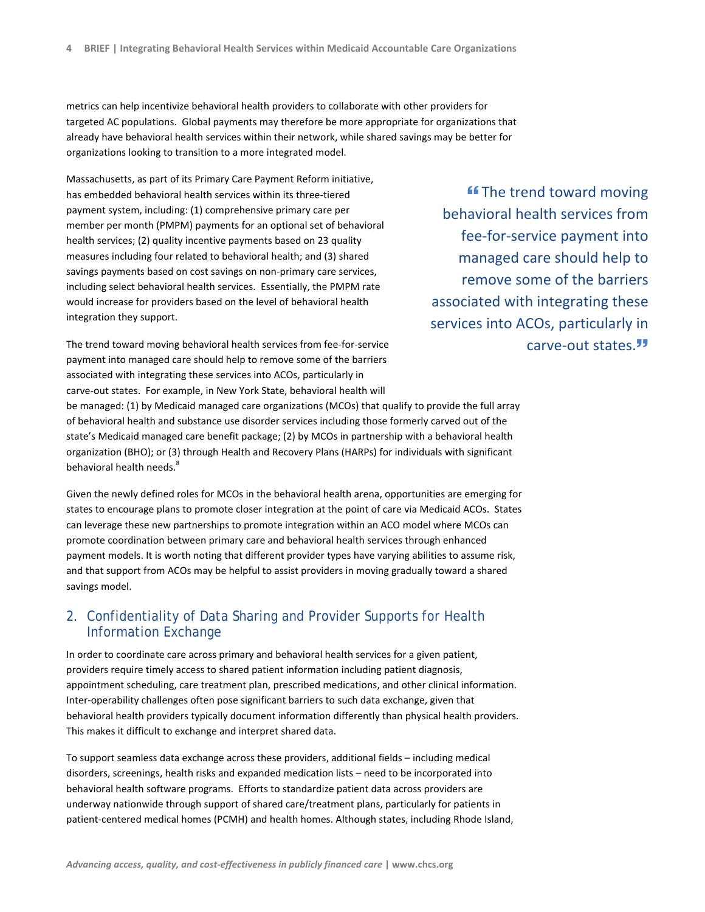metrics can help incentivize behavioral health providers to collaborate with other providers for targeted AC populations. Global payments may therefore be more appropriate for organizations that already have behavioral health services within their network, while shared savings may be better for organizations looking to transition to a more integrated model.

Massachusetts, as part of its Primary Care Payment Reform initiative, has embedded behavioral health services within its three-tiered payment system, including: (1) comprehensive primary care per member per month (PMPM) payments for an optional set of behavioral health services; (2) quality incentive payments based on 23 quality measures including four related to behavioral health; and (3) shared savings payments based on cost savings on non-primary care services, including select behavioral health services. Essentially, the PMPM rate would increase for providers based on the level of behavioral health integration they support.

> "The trend toward moving behavioral health services from fee-for-service payment into managed care should help to remove some of the barriers associated with integrating these services into ACOs, particularly in carve-out states."

The trend toward moving behavioral health services from fee-for-service payment into managed care should help to remove some of the barriers associated with integrating these services into ACOs, particularly in carve-out states. For example, in New York State, behavioral health will be managed: (1) by Medicaid managed care organizations (MCOs) that qualify to provide the full array of behavioral health and substance use disorder services including those formerly carved out of the state's Medicaid managed care benefit package; (2) by MCOs in partnership with a behavioral health organization (BHO); or (3) through Health and Recovery Plans (HARPs) for individuals with significant behavioral health needs.[8]

Given the newly defined roles for MCOs in the behavioral health arena, opportunities are emerging for states to encourage plans to promote closer integration at the point of care via Medicaid ACOs. States can leverage these new partnerships to promote integration within an ACO model where MCOs can promote coordination between primary care and behavioral health services through enhanced payment models. It is worth noting that different provider types have varying abilities to assume risk, and that support from ACOs may be helpful to assist providers in moving gradually toward a shared savings model.

## 2. Confidentiality of Data Sharing and Provider Supports for Health Information Exchange

In order to coordinate care across primary and behavioral health services for a given patient, providers require timely access to shared patient information including patient diagnosis, appointment scheduling, care treatment plan, prescribed medications, and other clinical information. Inter-operability challenges often pose significant barriers to such data exchange, given that behavioral health providers typically document information differently than physical health providers. This makes it difficult to exchange and interpret shared data.

To support seamless data exchange across these providers, additional fields – including medical disorders, screenings, health risks and expanded medication lists – need to be incorporated into behavioral health software programs. Efforts to standardize patient data across providers are underway nationwide through support of shared care/treatment plans, particularly for patients in patient-centered medical homes (PCMH) and health homes. Although states, including Rhode Island,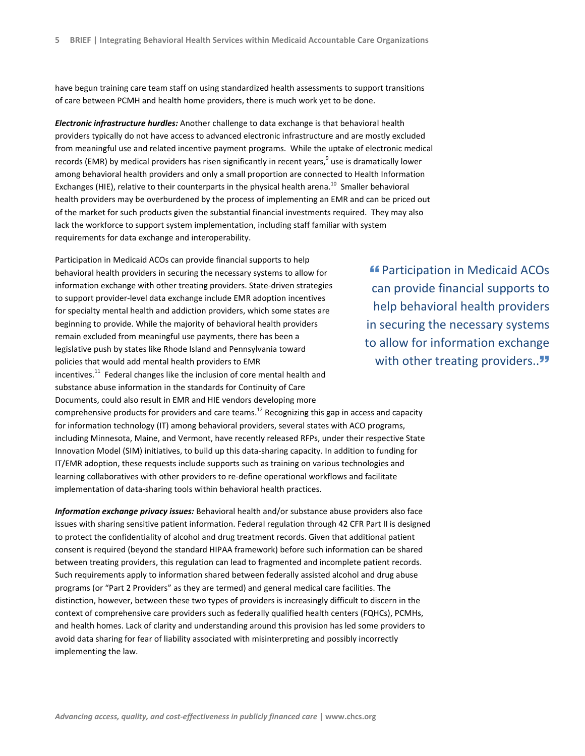have begun training care team staff on using standardized health assessments to support transitions of care between PCMH and health home providers, there is much work yet to be done.

***Electronic infrastructure hurdles:*** Another challenge to data exchange is that behavioral health providers typically do not have access to advanced electronic infrastructure and are mostly excluded from meaningful use and related incentive payment programs. While the uptake of electronic medical records (EMR) by medical providers has risen significantly in recent years,[9] use is dramatically lower among behavioral health providers and only a small proportion are connected to Health Information Exchanges (HIE), relative to their counterparts in the physical health arena.[10] Smaller behavioral health providers may be overburdened by the process of implementing an EMR and can be priced out of the market for such products given the substantial financial investments required. They may also lack the workforce to support system implementation, including staff familiar with system requirements for data exchange and interoperability.

Participation in Medicaid ACOs can provide financial supports to help behavioral health providers in securing the necessary systems to allow for information exchange with other treating providers. State-driven strategies to support provider-level data exchange include EMR adoption incentives for specialty mental health and addiction providers, which some states are beginning to provide. While the majority of behavioral health providers remain excluded from meaningful use payments, there has been a legislative push by states like Rhode Island and Pennsylvania toward policies that would add mental health providers to EMR incentives.[11] Federal changes like the inclusion of core mental health and substance abuse information in the standards for Continuity of Care Documents, could also result in EMR and HIE vendors developing more comprehensive products for providers and care teams.[12] Recognizing this gap in access and capacity for information technology (IT) among behavioral providers, several states with ACO programs, including Minnesota, Maine, and Vermont, have recently released RFPs, under their respective State Innovation Model (SIM) initiatives, to build up this data-sharing capacity. In addition to funding for IT/EMR adoption, these requests include supports such as training on various technologies and learning collaboratives with other providers to re-define operational workflows and facilitate implementation of data-sharing tools within behavioral health practices.

> "Participation in Medicaid ACOs can provide financial supports to help behavioral health providers in securing the necessary systems to allow for information exchange with other treating providers.."

***Information exchange privacy issues:*** Behavioral health and/or substance abuse providers also face issues with sharing sensitive patient information. Federal regulation through 42 CFR Part II is designed to protect the confidentiality of alcohol and drug treatment records. Given that additional patient consent is required (beyond the standard HIPAA framework) before such information can be shared between treating providers, this regulation can lead to fragmented and incomplete patient records. Such requirements apply to information shared between federally assisted alcohol and drug abuse programs (or "Part 2 Providers" as they are termed) and general medical care facilities. The distinction, however, between these two types of providers is increasingly difficult to discern in the context of comprehensive care providers such as federally qualified health centers (FQHCs), PCMHs, and health homes. Lack of clarity and understanding around this provision has led some providers to avoid data sharing for fear of liability associated with misinterpreting and possibly incorrectly implementing the law.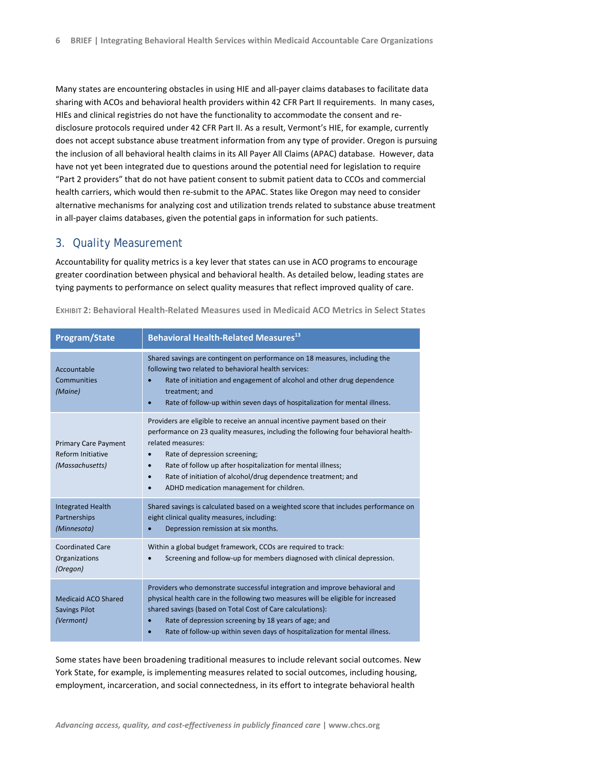Many states are encountering obstacles in using HIE and all-payer claims databases to facilitate data sharing with ACOs and behavioral health providers within 42 CFR Part II requirements. In many cases, HIEs and clinical registries do not have the functionality to accommodate the consent and re-disclosure protocols required under 42 CFR Part II. As a result, Vermont's HIE, for example, currently does not accept substance abuse treatment information from any type of provider. Oregon is pursuing the inclusion of all behavioral health claims in its All Payer All Claims (APAC) database. However, data have not yet been integrated due to questions around the potential need for legislation to require "Part 2 providers" that do not have patient consent to submit patient data to CCOs and commercial health carriers, which would then re-submit to the APAC. States like Oregon may need to consider alternative mechanisms for analyzing cost and utilization trends related to substance abuse treatment in all-payer claims databases, given the potential gaps in information for such patients.

## 3. Quality Measurement

Accountability for quality metrics is a key lever that states can use in ACO programs to encourage greater coordination between physical and behavioral health. As detailed below, leading states are tying payments to performance on select quality measures that reflect improved quality of care.

**EXHIBIT 2: Behavioral Health-Related Measures used in Medicaid ACO Metrics in Select States**

| Program/State | Behavioral Health-Related Measures[13] |
|---|---|
| Accountable Communities *(Maine)* | Shared savings are contingent on performance on 18 measures, including the following two related to behavioral health services: <br>• Rate of initiation and engagement of alcohol and other drug dependence treatment; and <br>• Rate of follow-up within seven days of hospitalization for mental illness. |
| Primary Care Payment Reform Initiative *(Massachusetts)* | Providers are eligible to receive an annual incentive payment based on their performance on 23 quality measures, including the following four behavioral health-related measures: <br>• Rate of depression screening; <br>• Rate of follow up after hospitalization for mental illness; <br>• Rate of initiation of alcohol/drug dependence treatment; and <br>• ADHD medication management for children. |
| Integrated Health Partnerships *(Minnesota)* | Shared savings is calculated based on a weighted score that includes performance on eight clinical quality measures, including: <br>• Depression remission at six months. |
| Coordinated Care Organizations *(Oregon)* | Within a global budget framework, CCOs are required to track: <br>• Screening and follow-up for members diagnosed with clinical depression. |
| Medicaid ACO Shared Savings Pilot *(Vermont)* | Providers who demonstrate successful integration and improve behavioral and physical health care in the following two measures will be eligible for increased shared savings (based on Total Cost of Care calculations): <br>• Rate of depression screening by 18 years of age; and <br>• Rate of follow-up within seven days of hospitalization for mental illness. |

Some states have been broadening traditional measures to include relevant social outcomes. New York State, for example, is implementing measures related to social outcomes, including housing, employment, incarceration, and social connectedness, in its effort to integrate behavioral health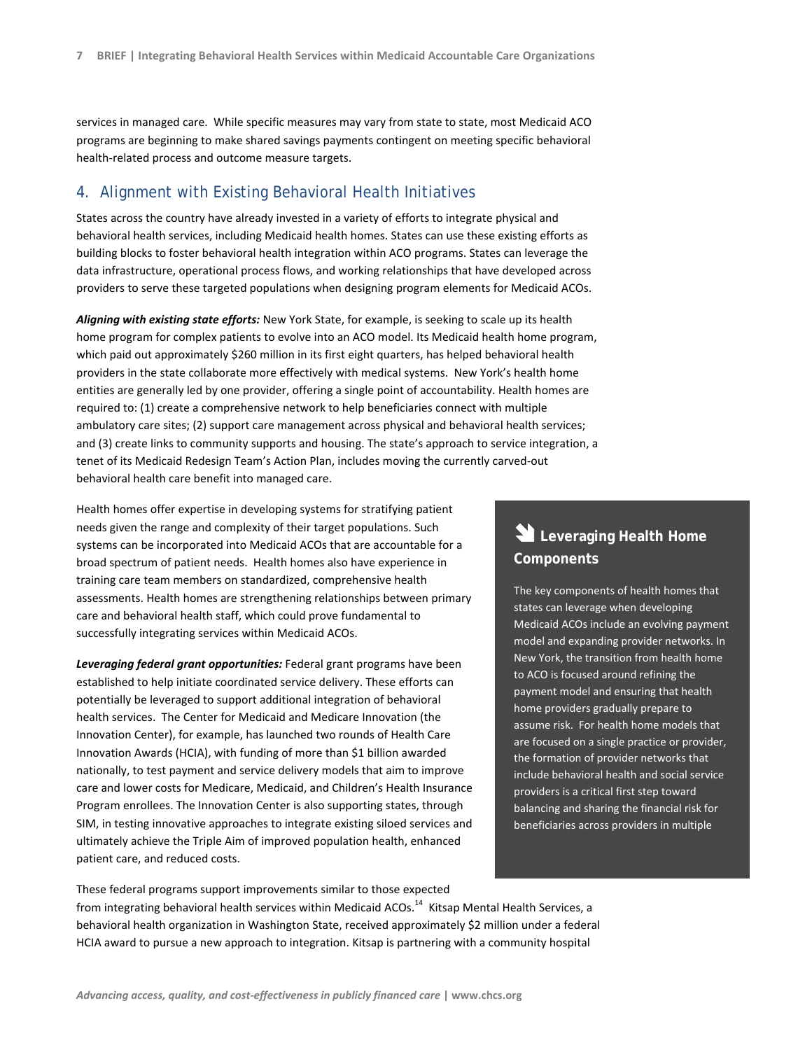services in managed care. While specific measures may vary from state to state, most Medicaid ACO programs are beginning to make shared savings payments contingent on meeting specific behavioral health-related process and outcome measure targets.

## 4. Alignment with Existing Behavioral Health Initiatives

States across the country have already invested in a variety of efforts to integrate physical and behavioral health services, including Medicaid health homes. States can use these existing efforts as building blocks to foster behavioral health integration within ACO programs. States can leverage the data infrastructure, operational process flows, and working relationships that have developed across providers to serve these targeted populations when designing program elements for Medicaid ACOs.

***Aligning with existing state efforts:*** New York State, for example, is seeking to scale up its health home program for complex patients to evolve into an ACO model. Its Medicaid health home program, which paid out approximately $260 million in its first eight quarters, has helped behavioral health providers in the state collaborate more effectively with medical systems. New York's health home entities are generally led by one provider, offering a single point of accountability. Health homes are required to: (1) create a comprehensive network to help beneficiaries connect with multiple ambulatory care sites; (2) support care management across physical and behavioral health services; and (3) create links to community supports and housing. The state's approach to service integration, a tenet of its Medicaid Redesign Team's Action Plan, includes moving the currently carved-out behavioral health care benefit into managed care.

Health homes offer expertise in developing systems for stratifying patient needs given the range and complexity of their target populations. Such systems can be incorporated into Medicaid ACOs that are accountable for a broad spectrum of patient needs. Health homes also have experience in training care team members on standardized, comprehensive health assessments. Health homes are strengthening relationships between primary care and behavioral health staff, which could prove fundamental to successfully integrating services within Medicaid ACOs.

***Leveraging federal grant opportunities:*** Federal grant programs have been established to help initiate coordinated service delivery. These efforts can potentially be leveraged to support additional integration of behavioral health services. The Center for Medicaid and Medicare Innovation (the Innovation Center), for example, has launched two rounds of Health Care Innovation Awards (HCIA), with funding of more than $1 billion awarded nationally, to test payment and service delivery models that aim to improve care and lower costs for Medicare, Medicaid, and Children's Health Insurance Program enrollees. The Innovation Center is also supporting states, through SIM, in testing innovative approaches to integrate existing siloed services and ultimately achieve the Triple Aim of improved population health, enhanced patient care, and reduced costs.

> **Leveraging Health Home Components**
>
> The key components of health homes that states can leverage when developing Medicaid ACOs include an evolving payment model and expanding provider networks. In New York, the transition from health home to ACO is focused around refining the payment model and ensuring that health home providers gradually prepare to assume risk. For health home models that are focused on a single practice or provider, the formation of provider networks that include behavioral health and social service providers is a critical first step toward balancing and sharing the financial risk for beneficiaries across providers in multiple

These federal programs support improvements similar to those expected from integrating behavioral health services within Medicaid ACOs.[14] Kitsap Mental Health Services, a behavioral health organization in Washington State, received approximately $2 million under a federal HCIA award to pursue a new approach to integration. Kitsap is partnering with a community hospital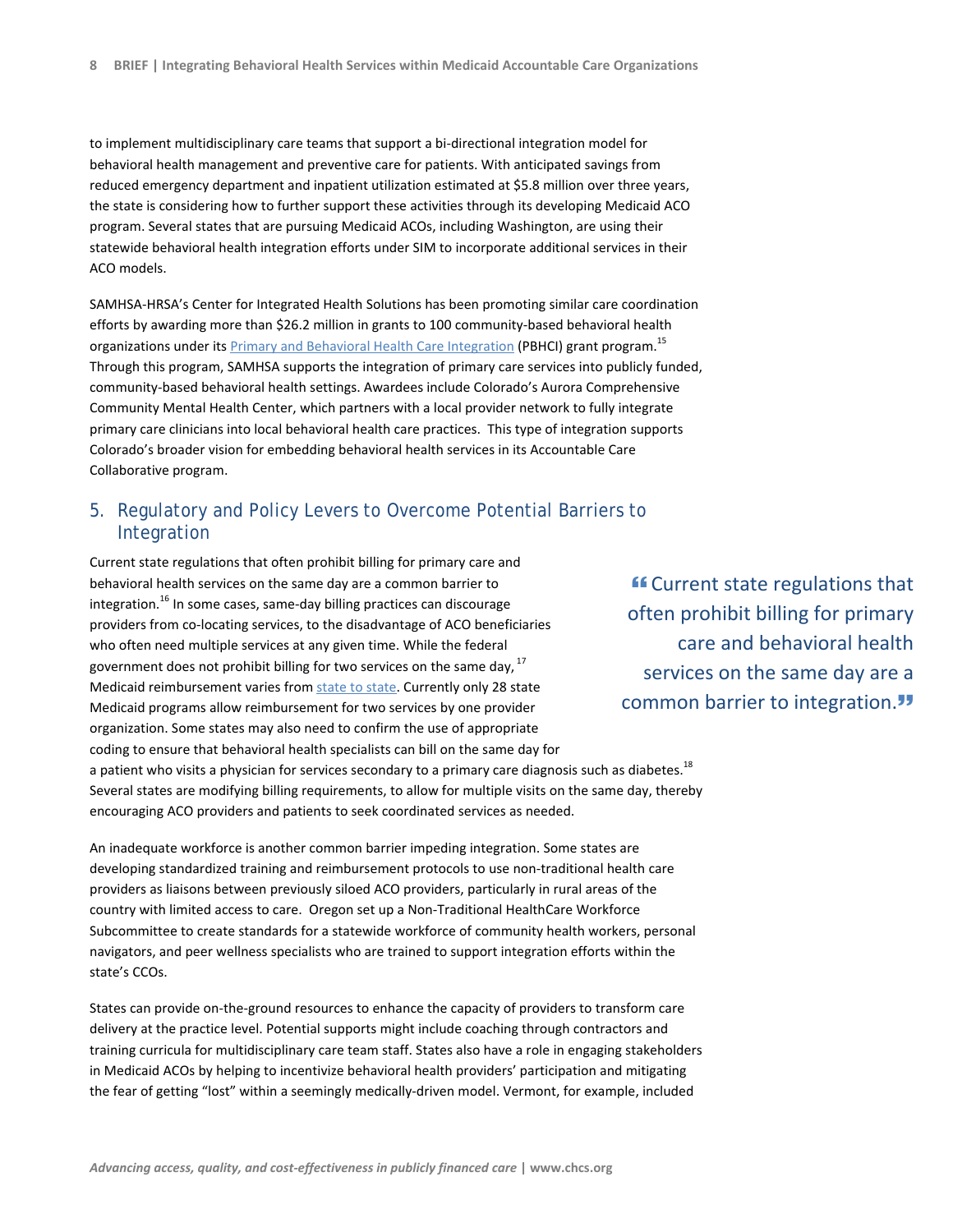to implement multidisciplinary care teams that support a bi-directional integration model for behavioral health management and preventive care for patients. With anticipated savings from reduced emergency department and inpatient utilization estimated at $5.8 million over three years, the state is considering how to further support these activities through its developing Medicaid ACO program. Several states that are pursuing Medicaid ACOs, including Washington, are using their statewide behavioral health integration efforts under SIM to incorporate additional services in their ACO models.

SAMHSA-HRSA's Center for Integrated Health Solutions has been promoting similar care coordination efforts by awarding more than $26.2 million in grants to 100 community-based behavioral health organizations under its Primary and Behavioral Health Care Integration (PBHCI) grant program.[15] Through this program, SAMHSA supports the integration of primary care services into publicly funded, community-based behavioral health settings. Awardees include Colorado's Aurora Comprehensive Community Mental Health Center, which partners with a local provider network to fully integrate primary care clinicians into local behavioral health care practices. This type of integration supports Colorado's broader vision for embedding behavioral health services in its Accountable Care Collaborative program.

## 5. Regulatory and Policy Levers to Overcome Potential Barriers to Integration

Current state regulations that often prohibit billing for primary care and behavioral health services on the same day are a common barrier to integration.[16] In some cases, same-day billing practices can discourage providers from co-locating services, to the disadvantage of ACO beneficiaries who often need multiple services at any given time. While the federal government does not prohibit billing for two services on the same day,[17] Medicaid reimbursement varies from state to state. Currently only 28 state Medicaid programs allow reimbursement for two services by one provider organization. Some states may also need to confirm the use of appropriate coding to ensure that behavioral health specialists can bill on the same day for a patient who visits a physician for services secondary to a primary care diagnosis such as diabetes.[18] Several states are modifying billing requirements, to allow for multiple visits on the same day, thereby encouraging ACO providers and patients to seek coordinated services as needed.

> "Current state regulations that often prohibit billing for primary care and behavioral health services on the same day are a common barrier to integration."

An inadequate workforce is another common barrier impeding integration. Some states are developing standardized training and reimbursement protocols to use non-traditional health care providers as liaisons between previously siloed ACO providers, particularly in rural areas of the country with limited access to care. Oregon set up a Non-Traditional HealthCare Workforce Subcommittee to create standards for a statewide workforce of community health workers, personal navigators, and peer wellness specialists who are trained to support integration efforts within the state's CCOs.

States can provide on-the-ground resources to enhance the capacity of providers to transform care delivery at the practice level. Potential supports might include coaching through contractors and training curricula for multidisciplinary care team staff. States also have a role in engaging stakeholders in Medicaid ACOs by helping to incentivize behavioral health providers' participation and mitigating the fear of getting "lost" within a seemingly medically-driven model. Vermont, for example, included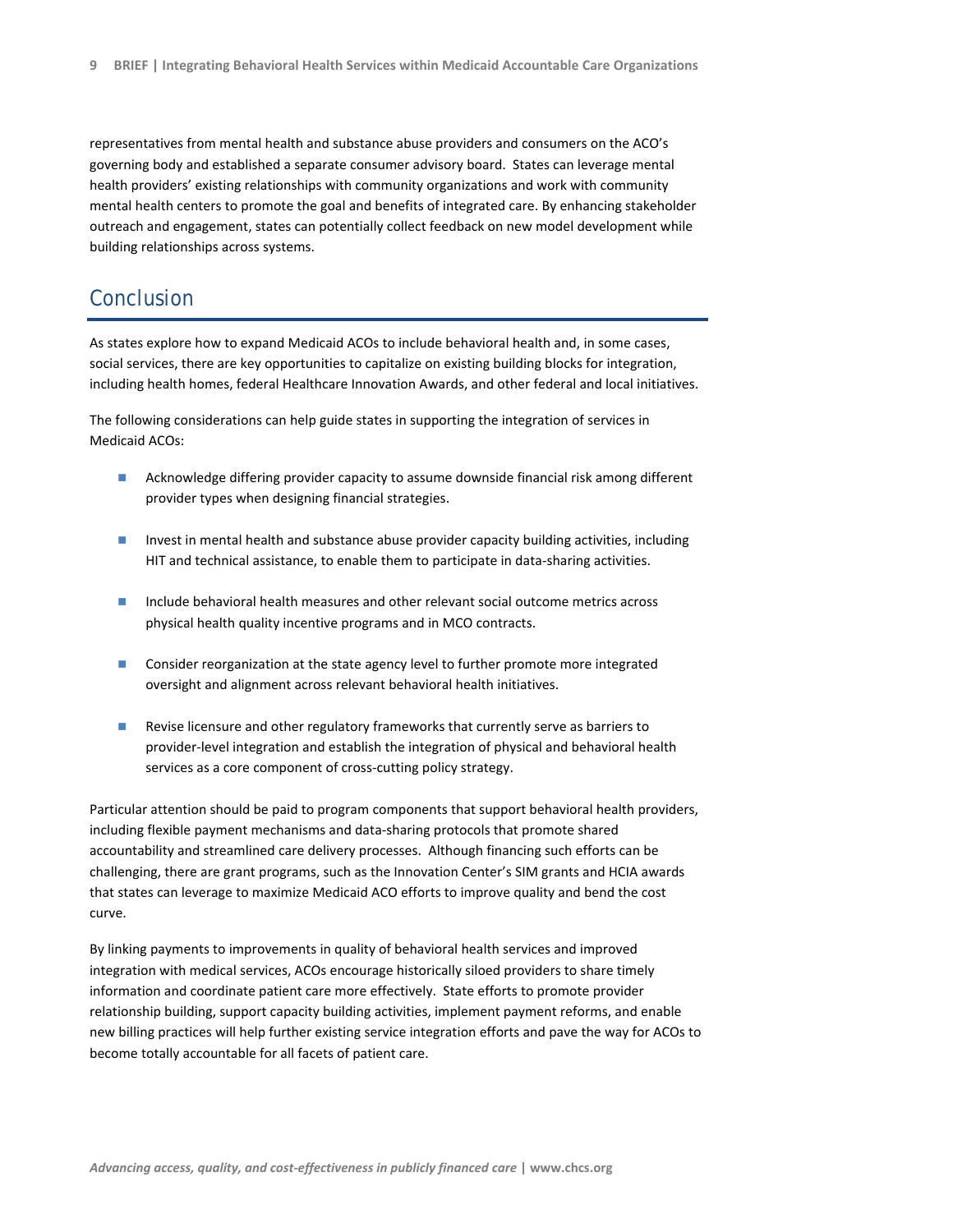representatives from mental health and substance abuse providers and consumers on the ACO's governing body and established a separate consumer advisory board. States can leverage mental health providers' existing relationships with community organizations and work with community mental health centers to promote the goal and benefits of integrated care. By enhancing stakeholder outreach and engagement, states can potentially collect feedback on new model development while building relationships across systems.

## Conclusion

As states explore how to expand Medicaid ACOs to include behavioral health and, in some cases, social services, there are key opportunities to capitalize on existing building blocks for integration, including health homes, federal Healthcare Innovation Awards, and other federal and local initiatives.

The following considerations can help guide states in supporting the integration of services in Medicaid ACOs:

- Acknowledge differing provider capacity to assume downside financial risk among different provider types when designing financial strategies.
- Invest in mental health and substance abuse provider capacity building activities, including HIT and technical assistance, to enable them to participate in data-sharing activities.
- Include behavioral health measures and other relevant social outcome metrics across physical health quality incentive programs and in MCO contracts.
- Consider reorganization at the state agency level to further promote more integrated oversight and alignment across relevant behavioral health initiatives.
- Revise licensure and other regulatory frameworks that currently serve as barriers to provider-level integration and establish the integration of physical and behavioral health services as a core component of cross-cutting policy strategy.

Particular attention should be paid to program components that support behavioral health providers, including flexible payment mechanisms and data-sharing protocols that promote shared accountability and streamlined care delivery processes. Although financing such efforts can be challenging, there are grant programs, such as the Innovation Center's SIM grants and HCIA awards that states can leverage to maximize Medicaid ACO efforts to improve quality and bend the cost curve.

By linking payments to improvements in quality of behavioral health services and improved integration with medical services, ACOs encourage historically siloed providers to share timely information and coordinate patient care more effectively. State efforts to promote provider relationship building, support capacity building activities, implement payment reforms, and enable new billing practices will help further existing service integration efforts and pave the way for ACOs to become totally accountable for all facets of patient care.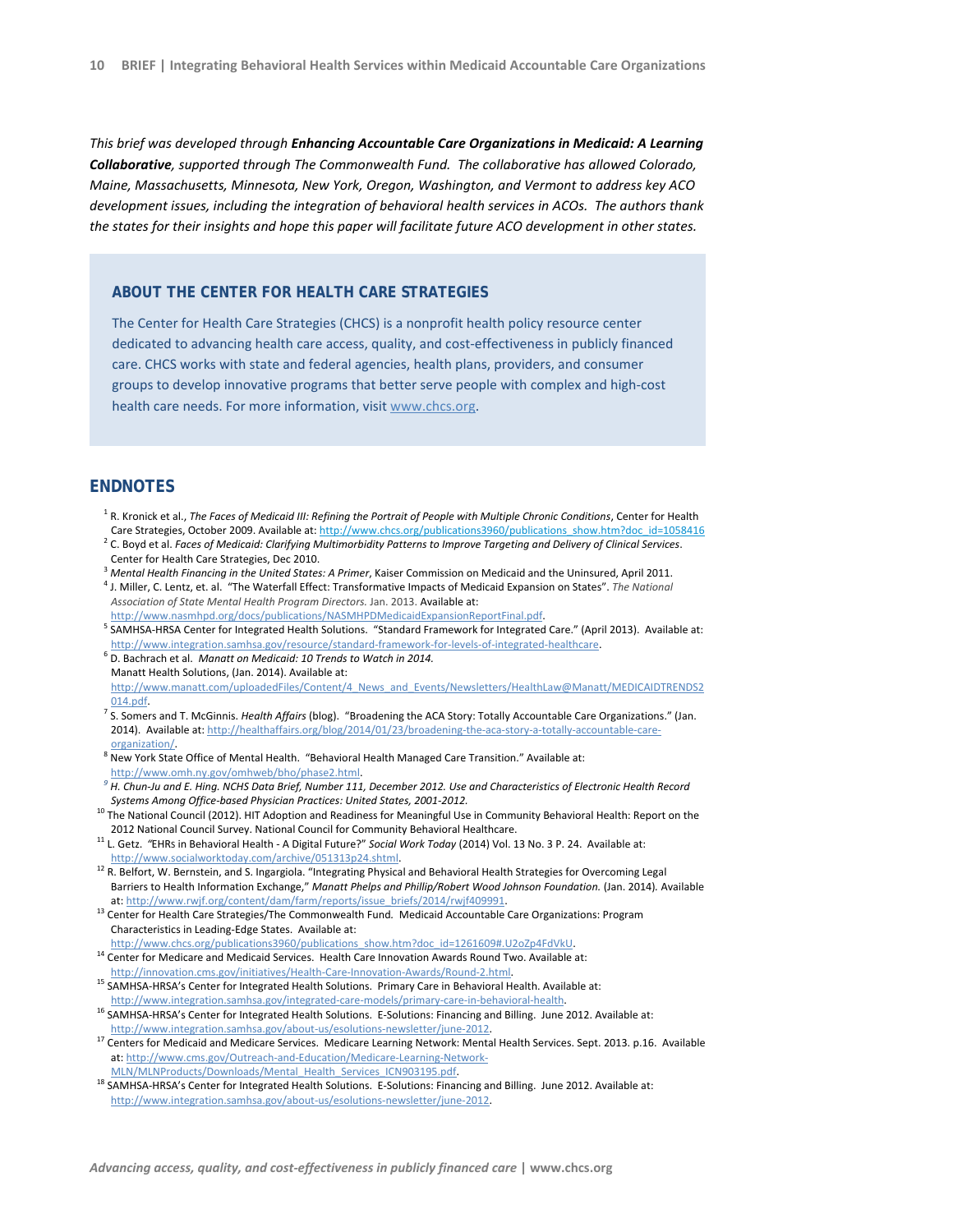*This brief was developed through **Enhancing Accountable Care Organizations in Medicaid: A Learning Collaborative**, supported through The Commonwealth Fund. The collaborative has allowed Colorado, Maine, Massachusetts, Minnesota, New York, Oregon, Washington, and Vermont to address key ACO development issues, including the integration of behavioral health services in ACOs. The authors thank the states for their insights and hope this paper will facilitate future ACO development in other states.*

### ABOUT THE CENTER FOR HEALTH CARE STRATEGIES

The Center for Health Care Strategies (CHCS) is a nonprofit health policy resource center dedicated to advancing health care access, quality, and cost-effectiveness in publicly financed care. CHCS works with state and federal agencies, health plans, providers, and consumer groups to develop innovative programs that better serve people with complex and high-cost health care needs. For more information, visit www.chcs.org.

## ENDNOTES

[1] R. Kronick et al., *The Faces of Medicaid III: Refining the Portrait of People with Multiple Chronic Conditions*, Center for Health Care Strategies, October 2009. Available at: http://www.chcs.org/publications3960/publications_show.htm?doc_id=1058416

[2] C. Boyd et al. *Faces of Medicaid: Clarifying Multimorbidity Patterns to Improve Targeting and Delivery of Clinical Services*. Center for Health Care Strategies, Dec 2010.

[3] *Mental Health Financing in the United States: A Primer*, Kaiser Commission on Medicaid and the Uninsured, April 2011.

[4] J. Miller, C. Lentz, et. al. "The Waterfall Effect: Transformative Impacts of Medicaid Expansion on States". *The National Association of State Mental Health Program Directors.* Jan. 2013. Available at: http://www.nasmhpd.org/docs/publications/NASMHPDMedicaidExpansionReportFinal.pdf.

[5] SAMHSA-HRSA Center for Integrated Health Solutions. "Standard Framework for Integrated Care." (April 2013). Available at: http://www.integration.samhsa.gov/resource/standard-framework-for-levels-of-integrated-healthcare.

[6] D. Bachrach et al. *Manatt on Medicaid: 10 Trends to Watch in 2014.* Manatt Health Solutions, (Jan. 2014). Available at: http://www.manatt.com/uploadedFiles/Content/4_News_and_Events/Newsletters/HealthLaw@Manatt/MEDICAIDTRENDS2014.pdf.

[7] S. Somers and T. McGinnis. *Health Affairs* (blog). "Broadening the ACA Story: Totally Accountable Care Organizations." (Jan. 2014). Available at: http://healthaffairs.org/blog/2014/01/23/broadening-the-aca-story-a-totally-accountable-care-organization/.

[8] New York State Office of Mental Health. "Behavioral Health Managed Care Transition." Available at: http://www.omh.ny.gov/omhweb/bho/phase2.html.

[9] *H. Chun-Ju and E. Hing. NCHS Data Brief, Number 111, December 2012. Use and Characteristics of Electronic Health Record Systems Among Office-based Physician Practices: United States, 2001-2012.*

[10] The National Council (2012). HIT Adoption and Readiness for Meaningful Use in Community Behavioral Health: Report on the 2012 National Council Survey. National Council for Community Behavioral Healthcare.

[11] L. Getz. *"*EHRs in Behavioral Health - A Digital Future?" *Social Work Today* (2014) Vol. 13 No. 3 P. 24. Available at: http://www.socialworktoday.com/archive/051313p24.shtml.

[12] R. Belfort, W. Bernstein, and S. Ingargiola. "Integrating Physical and Behavioral Health Strategies for Overcoming Legal Barriers to Health Information Exchange," *Manatt Phelps and Phillip/Robert Wood Johnson Foundation.* (Jan. 2014). Available at: http://www.rwjf.org/content/dam/farm/reports/issue_briefs/2014/rwjf409991.

[13] Center for Health Care Strategies/The Commonwealth Fund. Medicaid Accountable Care Organizations: Program Characteristics in Leading-Edge States. Available at: http://www.chcs.org/publications3960/publications_show.htm?doc_id=1261609#.U2oZp4FdVkU.

[14] Center for Medicare and Medicaid Services. Health Care Innovation Awards Round Two. Available at: http://innovation.cms.gov/initiatives/Health-Care-Innovation-Awards/Round-2.html.

[15] SAMHSA-HRSA's Center for Integrated Health Solutions. Primary Care in Behavioral Health. Available at: http://www.integration.samhsa.gov/integrated-care-models/primary-care-in-behavioral-health.

[16] SAMHSA-HRSA's Center for Integrated Health Solutions. E-Solutions: Financing and Billing. June 2012. Available at: http://www.integration.samhsa.gov/about-us/esolutions-newsletter/june-2012.

[17] Centers for Medicaid and Medicare Services. Medicare Learning Network: Mental Health Services. Sept. 2013. p.16. Available at: http://www.cms.gov/Outreach-and-Education/Medicare-Learning-Network-MLN/MLNProducts/Downloads/Mental_Health_Services_ICN903195.pdf.

[18] SAMHSA-HRSA's Center for Integrated Health Solutions. E-Solutions: Financing and Billing. June 2012. Available at: http://www.integration.samhsa.gov/about-us/esolutions-newsletter/june-2012.